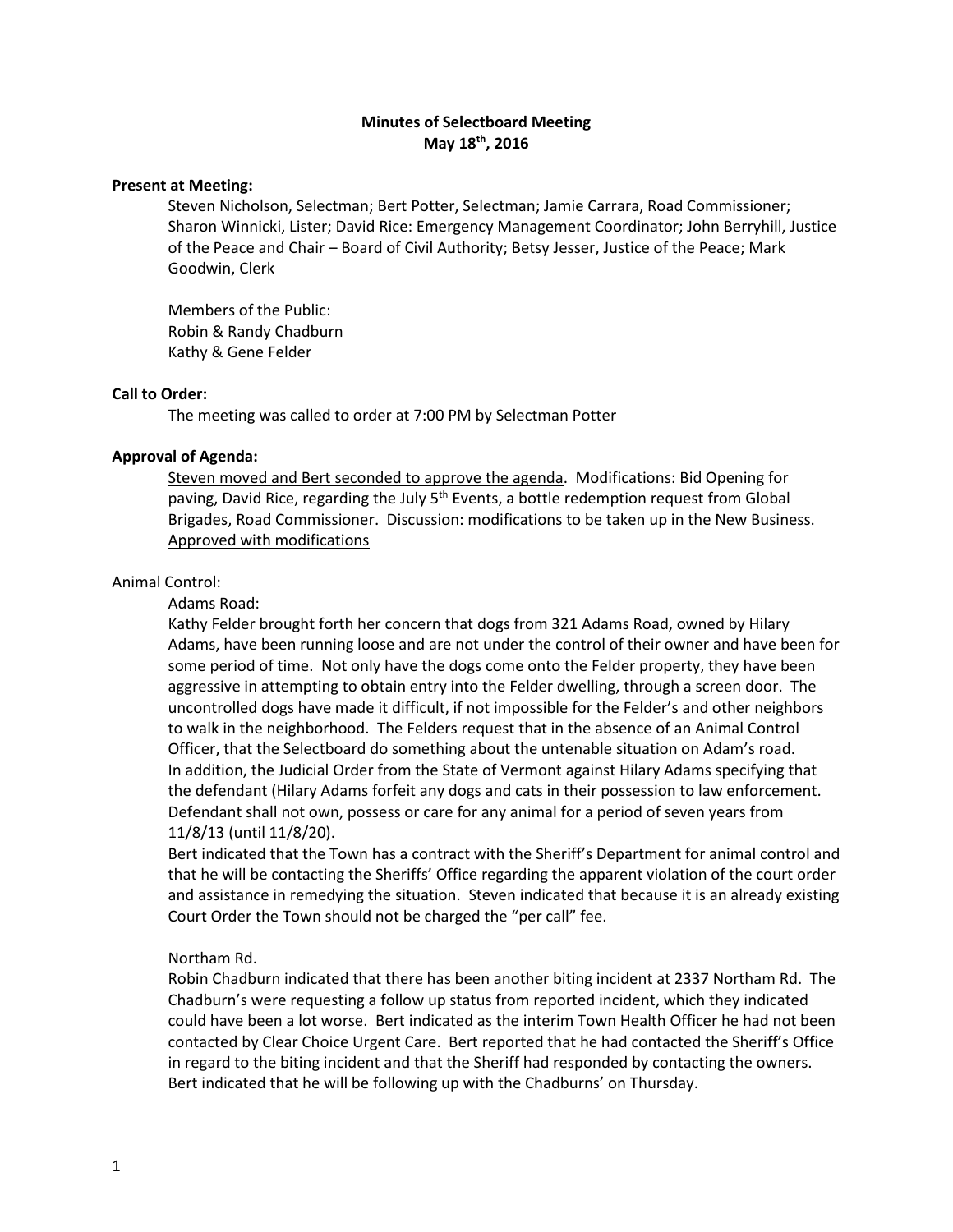**Minutes of Selectboard Meeting**
**May 18th, 2016**

**Present at Meeting:**

Steven Nicholson, Selectman; Bert Potter, Selectman; Jamie Carrara, Road Commissioner; Sharon Winnicki, Lister; David Rice: Emergency Management Coordinator; John Berryhill, Justice of the Peace and Chair – Board of Civil Authority; Betsy Jesser, Justice of the Peace; Mark Goodwin, Clerk

Members of the Public:
Robin & Randy Chadburn
Kathy & Gene Felder

**Call to Order:**

The meeting was called to order at 7:00 PM by Selectman Potter

**Approval of Agenda:**

<u>Steven moved and Bert seconded to approve the agenda</u>. Modifications: Bid Opening for paving, David Rice, regarding the July 5th Events, a bottle redemption request from Global Brigades, Road Commissioner. Discussion: modifications to be taken up in the New Business. <u>Approved with modifications</u>

Animal Control:

Adams Road:

Kathy Felder brought forth her concern that dogs from 321 Adams Road, owned by Hilary Adams, have been running loose and are not under the control of their owner and have been for some period of time. Not only have the dogs come onto the Felder property, they have been aggressive in attempting to obtain entry into the Felder dwelling, through a screen door. The uncontrolled dogs have made it difficult, if not impossible for the Felder's and other neighbors to walk in the neighborhood. The Felders request that in the absence of an Animal Control Officer, that the Selectboard do something about the untenable situation on Adam's road. In addition, the Judicial Order from the State of Vermont against Hilary Adams specifying that the defendant (Hilary Adams forfeit any dogs and cats in their possession to law enforcement. Defendant shall not own, possess or care for any animal for a period of seven years from 11/8/13 (until 11/8/20).

Bert indicated that the Town has a contract with the Sheriff's Department for animal control and that he will be contacting the Sheriffs' Office regarding the apparent violation of the court order and assistance in remedying the situation. Steven indicated that because it is an already existing Court Order the Town should not be charged the "per call" fee.

Northam Rd.

Robin Chadburn indicated that there has been another biting incident at 2337 Northam Rd. The Chadburn's were requesting a follow up status from reported incident, which they indicated could have been a lot worse. Bert indicated as the interim Town Health Officer he had not been contacted by Clear Choice Urgent Care. Bert reported that he had contacted the Sheriff's Office in regard to the biting incident and that the Sheriff had responded by contacting the owners. Bert indicated that he will be following up with the Chadburns' on Thursday.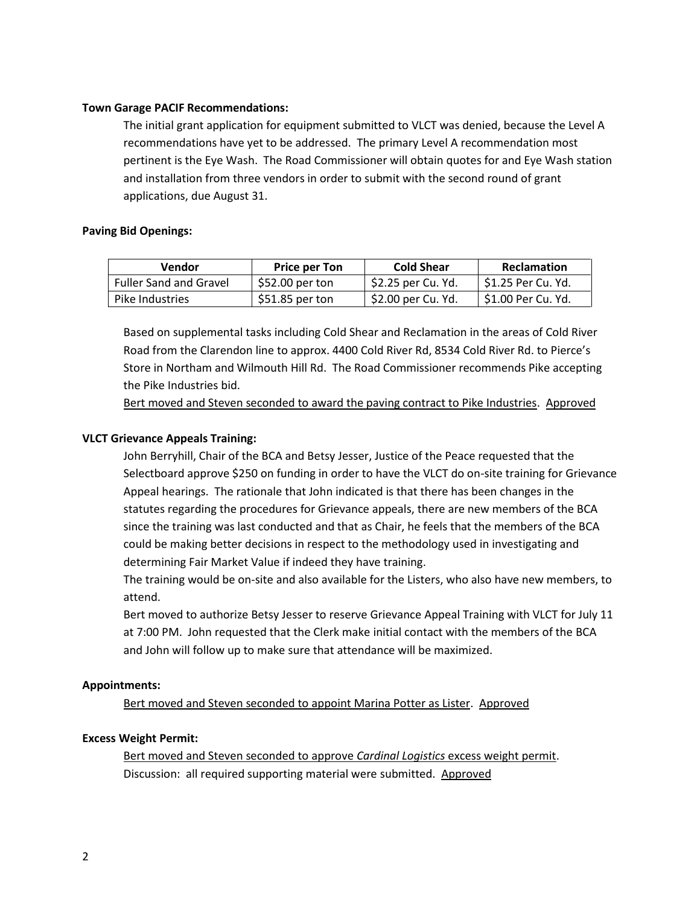**Town Garage PACIF Recommendations:**

The initial grant application for equipment submitted to VLCT was denied, because the Level A recommendations have yet to be addressed. The primary Level A recommendation most pertinent is the Eye Wash. The Road Commissioner will obtain quotes for and Eye Wash station and installation from three vendors in order to submit with the second round of grant applications, due August 31.

**Paving Bid Openings:**

| Vendor | Price per Ton | Cold Shear | Reclamation |
|---|---|---|---|
| Fuller Sand and Gravel | $52.00 per ton | $2.25 per Cu. Yd. | $1.25 Per Cu. Yd. |
| Pike Industries | $51.85 per ton | $2.00 per Cu. Yd. | $1.00 Per Cu. Yd. |

Based on supplemental tasks including Cold Shear and Reclamation in the areas of Cold River Road from the Clarendon line to approx. 4400 Cold River Rd, 8534 Cold River Rd. to Pierce's Store in Northam and Wilmouth Hill Rd. The Road Commissioner recommends Pike accepting the Pike Industries bid.

<u>Bert moved and Steven seconded to award the paving contract to Pike Industries</u>. <u>Approved</u>

**VLCT Grievance Appeals Training:**

John Berryhill, Chair of the BCA and Betsy Jesser, Justice of the Peace requested that the Selectboard approve $250 on funding in order to have the VLCT do on-site training for Grievance Appeal hearings. The rationale that John indicated is that there has been changes in the statutes regarding the procedures for Grievance appeals, there are new members of the BCA since the training was last conducted and that as Chair, he feels that the members of the BCA could be making better decisions in respect to the methodology used in investigating and determining Fair Market Value if indeed they have training.

The training would be on-site and also available for the Listers, who also have new members, to attend.

Bert moved to authorize Betsy Jesser to reserve Grievance Appeal Training with VLCT for July 11 at 7:00 PM. John requested that the Clerk make initial contact with the members of the BCA and John will follow up to make sure that attendance will be maximized.

**Appointments:**

<u>Bert moved and Steven seconded to appoint Marina Potter as Lister</u>. <u>Approved</u>

**Excess Weight Permit:**

<u>Bert moved and Steven seconded to approve *Cardinal Logistics* excess weight permit</u>. Discussion: all required supporting material were submitted. <u>Approved</u>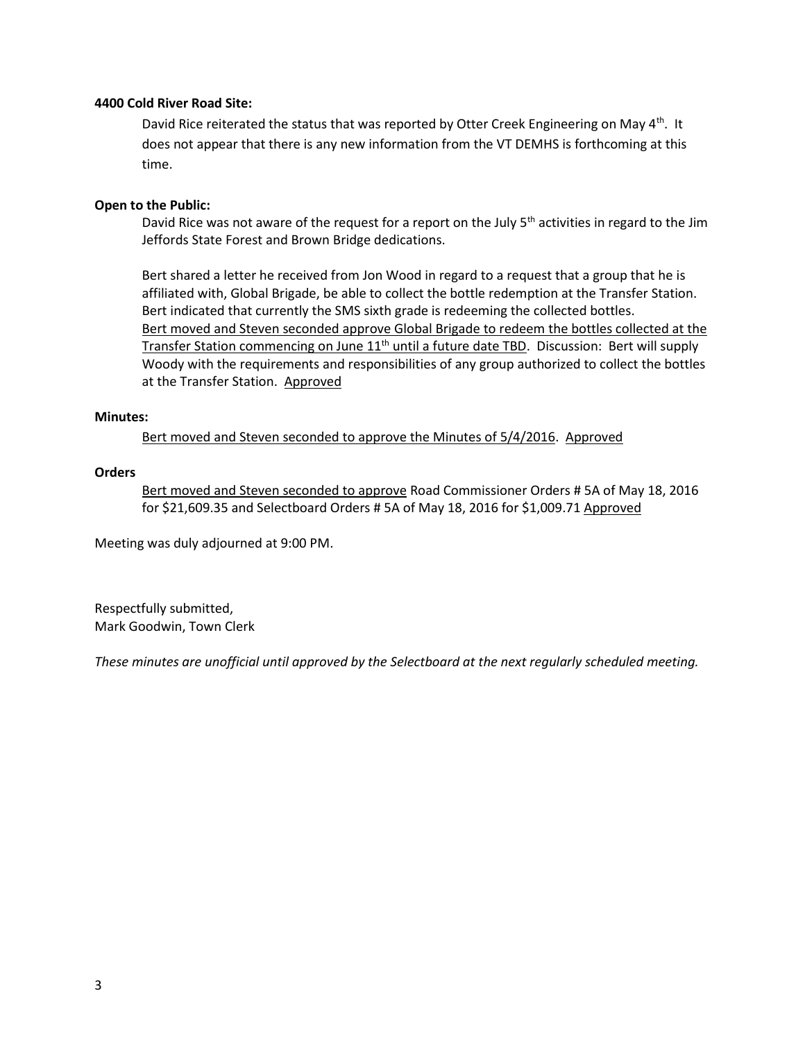**4400 Cold River Road Site:**

David Rice reiterated the status that was reported by Otter Creek Engineering on May 4th. It does not appear that there is any new information from the VT DEMHS is forthcoming at this time.

**Open to the Public:**

David Rice was not aware of the request for a report on the July 5th activities in regard to the Jim Jeffords State Forest and Brown Bridge dedications.

Bert shared a letter he received from Jon Wood in regard to a request that a group that he is affiliated with, Global Brigade, be able to collect the bottle redemption at the Transfer Station. Bert indicated that currently the SMS sixth grade is redeeming the collected bottles. <u>Bert moved and Steven seconded approve Global Brigade to redeem the bottles collected at the Transfer Station commencing on June 11th until a future date TBD</u>. Discussion: Bert will supply Woody with the requirements and responsibilities of any group authorized to collect the bottles at the Transfer Station. <u>Approved</u>

**Minutes:**

<u>Bert moved and Steven seconded to approve the Minutes of 5/4/2016</u>. <u>Approved</u>

**Orders**

<u>Bert moved and Steven seconded to approve</u> Road Commissioner Orders # 5A of May 18, 2016 for $21,609.35 and Selectboard Orders # 5A of May 18, 2016 for $1,009.71 <u>Approved</u>

Meeting was duly adjourned at 9:00 PM.

Respectfully submitted,
Mark Goodwin, Town Clerk

*These minutes are unofficial until approved by the Selectboard at the next regularly scheduled meeting.*